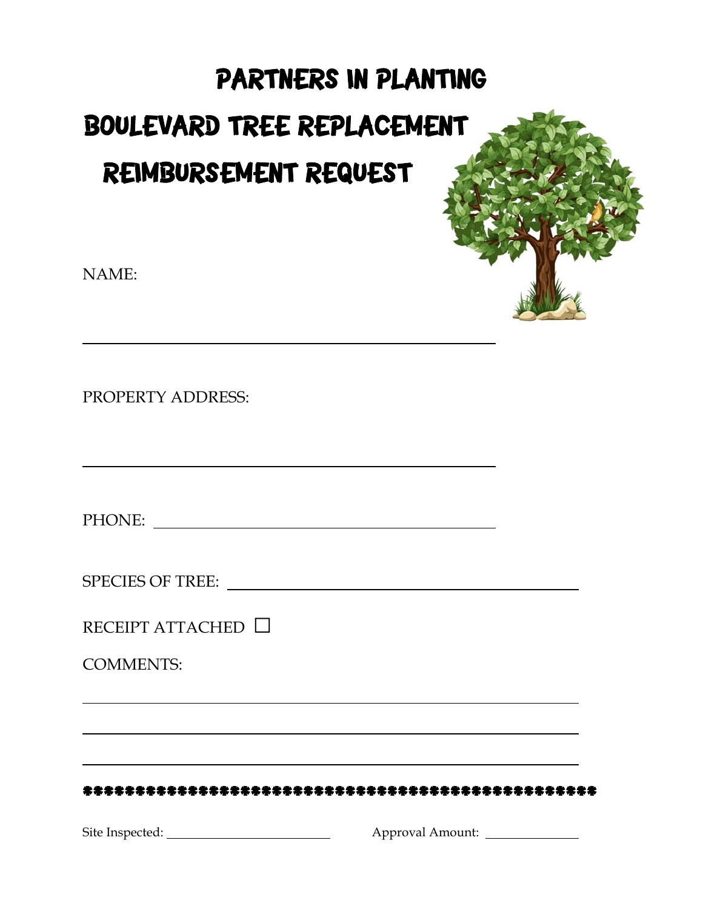# PARTNERS IN PLANTING

# BOULEVARD TREE REPLACEMENT

# REIMBURSEMENT REQUEST

NAME:

\_\_\_\_\_\_\_\_\_\_\_\_\_\_\_\_\_\_\_\_\_\_\_\_\_\_\_\_\_\_\_\_\_\_\_\_\_\_\_\_\_\_\_\_

PROPERTY ADDRESS:

\_\_\_\_\_\_\_\_\_\_\_\_\_\_\_\_\_\_\_\_\_\_\_\_\_\_\_\_\_\_\_\_\_\_\_\_\_\_\_\_\_\_\_\_

PHONE: \_\_\_\_\_\_\_\_\_\_\_\_\_\_\_\_\_\_\_\_\_\_\_\_\_\_\_\_\_\_\_\_\_\_\_\_

SPECIES OF TREE: \_\_\_\_\_\_\_\_\_\_\_\_\_\_\_\_\_\_\_\_\_\_\_\_\_\_\_\_\_\_\_\_\_\_\_\_

RECEIPT ATTACHED ☐

COMMENTS:

\_\_\_\_\_\_\_\_\_\_\_\_\_\_\_\_\_\_\_\_\_\_\_\_\_\_\_\_\_\_\_\_\_\_\_\_\_\_\_\_\_\_\_\_\_\_\_\_\_\_\_\_

\_\_\_\_\_\_\_\_\_\_\_\_\_\_\_\_\_\_\_\_\_\_\_\_\_\_\_\_\_\_\_\_\_\_\_\_\_\_\_\_\_\_\_\_\_\_\_\_\_\_\_\_

\_\_\_\_\_\_\_\_\_\_\_\_\_\_\_\_\_\_\_\_\_\_\_\_\_\_\_\_\_\_\_\_\_\_\_\_\_\_\_\_\_\_\_\_\_\_\_\_\_\_\_\_

\*\*\*\*\*\*\*\*\*\*\*\*\*\*\*\*\*\*\*\*\*\*\*\*\*\*\*\*\*\*\*\*\*\*\*\*\*\*\*\*\*\*\*\*\*\*\*\*\*\*\*\*\*

Site Inspected: \_\_\_\_\_\_\_\_\_\_\_\_\_\_\_\_\_\_\_\_ Approval Amount: \_\_\_\_\_\_\_\_\_\_\_\_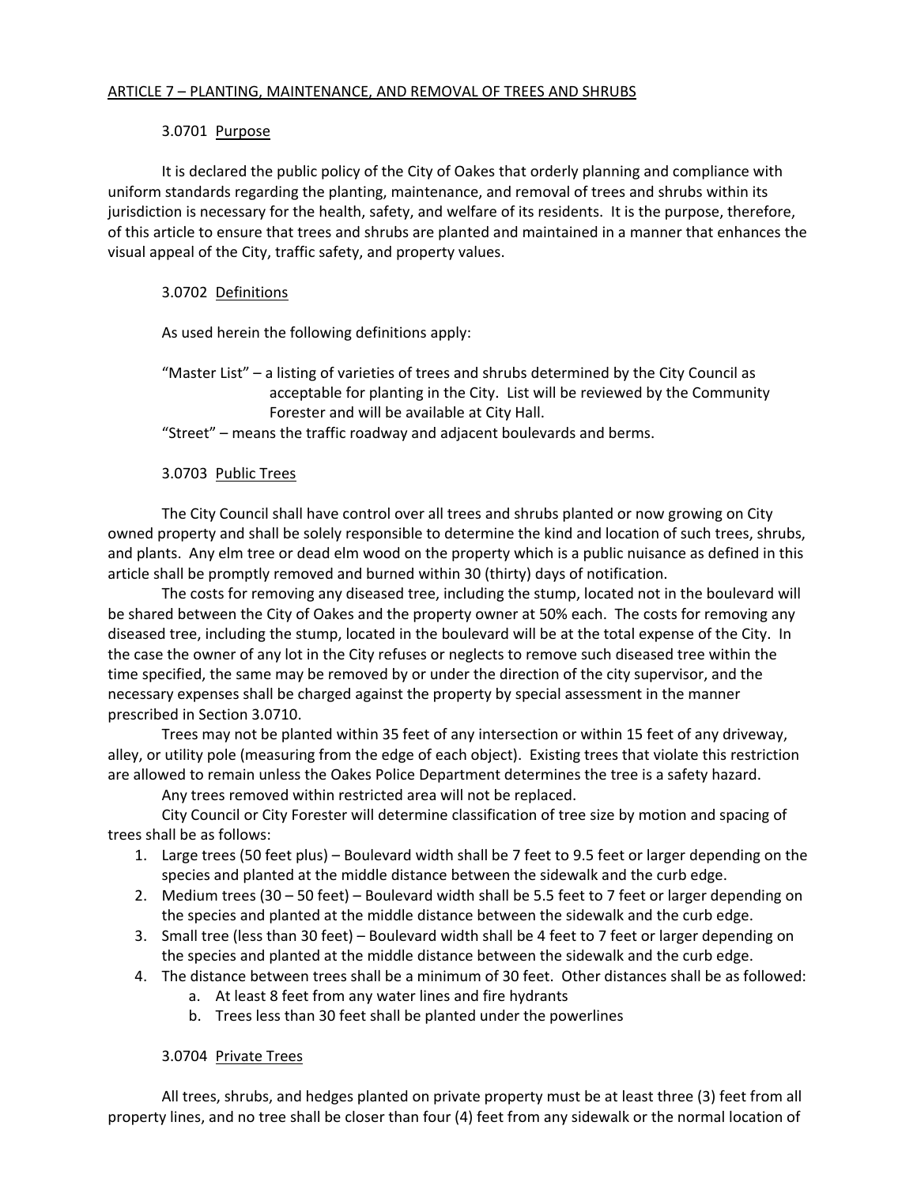## ARTICLE 7 – PLANTING, MAINTENANCE, AND REMOVAL OF TREES AND SHRUBS

### 3.0701 Purpose

It is declared the public policy of the City of Oakes that orderly planning and compliance with uniform standards regarding the planting, maintenance, and removal of trees and shrubs within its jurisdiction is necessary for the health, safety, and welfare of its residents. It is the purpose, therefore, of this article to ensure that trees and shrubs are planted and maintained in a manner that enhances the visual appeal of the City, traffic safety, and property values.

### 3.0702 Definitions

As used herein the following definitions apply:

"Master List" – a listing of varieties of trees and shrubs determined by the City Council as acceptable for planting in the City. List will be reviewed by the Community Forester and will be available at City Hall.

"Street" – means the traffic roadway and adjacent boulevards and berms.

### 3.0703 Public Trees

The City Council shall have control over all trees and shrubs planted or now growing on City owned property and shall be solely responsible to determine the kind and location of such trees, shrubs, and plants. Any elm tree or dead elm wood on the property which is a public nuisance as defined in this article shall be promptly removed and burned within 30 (thirty) days of notification.

The costs for removing any diseased tree, including the stump, located not in the boulevard will be shared between the City of Oakes and the property owner at 50% each. The costs for removing any diseased tree, including the stump, located in the boulevard will be at the total expense of the City. In the case the owner of any lot in the City refuses or neglects to remove such diseased tree within the time specified, the same may be removed by or under the direction of the city supervisor, and the necessary expenses shall be charged against the property by special assessment in the manner prescribed in Section 3.0710.

Trees may not be planted within 35 feet of any intersection or within 15 feet of any driveway, alley, or utility pole (measuring from the edge of each object). Existing trees that violate this restriction are allowed to remain unless the Oakes Police Department determines the tree is a safety hazard.

Any trees removed within restricted area will not be replaced.

City Council or City Forester will determine classification of tree size by motion and spacing of trees shall be as follows:

1. Large trees (50 feet plus) – Boulevard width shall be 7 feet to 9.5 feet or larger depending on the species and planted at the middle distance between the sidewalk and the curb edge.
2. Medium trees (30 – 50 feet) – Boulevard width shall be 5.5 feet to 7 feet or larger depending on the species and planted at the middle distance between the sidewalk and the curb edge.
3. Small tree (less than 30 feet) – Boulevard width shall be 4 feet to 7 feet or larger depending on the species and planted at the middle distance between the sidewalk and the curb edge.
4. The distance between trees shall be a minimum of 30 feet. Other distances shall be as followed:
   a. At least 8 feet from any water lines and fire hydrants
   b. Trees less than 30 feet shall be planted under the powerlines

### 3.0704 Private Trees

All trees, shrubs, and hedges planted on private property must be at least three (3) feet from all property lines, and no tree shall be closer than four (4) feet from any sidewalk or the normal location of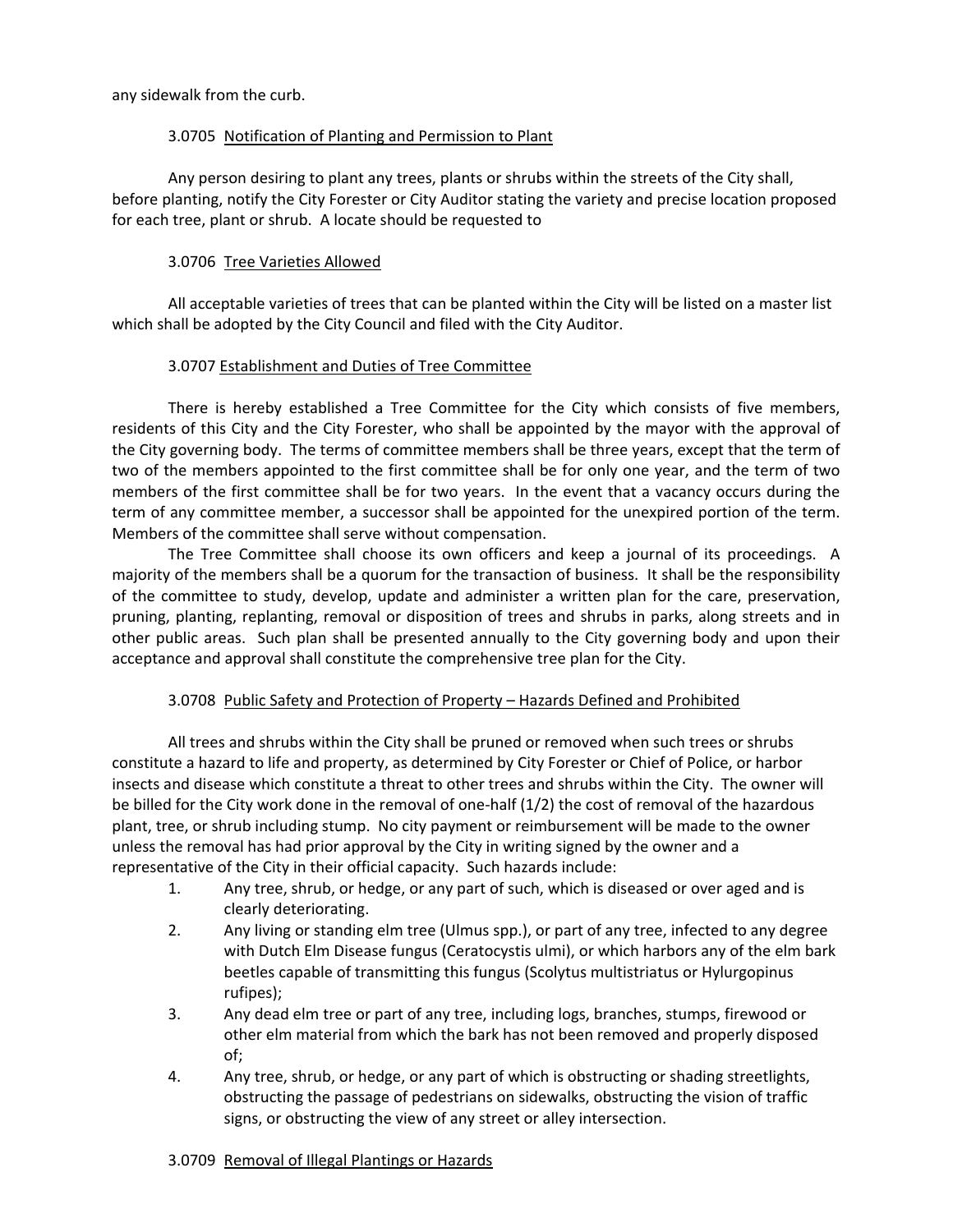any sidewalk from the curb.

3.0705 Notification of Planting and Permission to Plant

Any person desiring to plant any trees, plants or shrubs within the streets of the City shall, before planting, notify the City Forester or City Auditor stating the variety and precise location proposed for each tree, plant or shrub. A locate should be requested to

3.0706 Tree Varieties Allowed

All acceptable varieties of trees that can be planted within the City will be listed on a master list which shall be adopted by the City Council and filed with the City Auditor.

3.0707 Establishment and Duties of Tree Committee

There is hereby established a Tree Committee for the City which consists of five members, residents of this City and the City Forester, who shall be appointed by the mayor with the approval of the City governing body. The terms of committee members shall be three years, except that the term of two of the members appointed to the first committee shall be for only one year, and the term of two members of the first committee shall be for two years. In the event that a vacancy occurs during the term of any committee member, a successor shall be appointed for the unexpired portion of the term. Members of the committee shall serve without compensation.

The Tree Committee shall choose its own officers and keep a journal of its proceedings. A majority of the members shall be a quorum for the transaction of business. It shall be the responsibility of the committee to study, develop, update and administer a written plan for the care, preservation, pruning, planting, replanting, removal or disposition of trees and shrubs in parks, along streets and in other public areas. Such plan shall be presented annually to the City governing body and upon their acceptance and approval shall constitute the comprehensive tree plan for the City.

3.0708 Public Safety and Protection of Property – Hazards Defined and Prohibited

All trees and shrubs within the City shall be pruned or removed when such trees or shrubs constitute a hazard to life and property, as determined by City Forester or Chief of Police, or harbor insects and disease which constitute a threat to other trees and shrubs within the City. The owner will be billed for the City work done in the removal of one-half (1/2) the cost of removal of the hazardous plant, tree, or shrub including stump. No city payment or reimbursement will be made to the owner unless the removal has had prior approval by the City in writing signed by the owner and a representative of the City in their official capacity. Such hazards include:

1. Any tree, shrub, or hedge, or any part of such, which is diseased or over aged and is clearly deteriorating.
2. Any living or standing elm tree (Ulmus spp.), or part of any tree, infected to any degree with Dutch Elm Disease fungus (Ceratocystis ulmi), or which harbors any of the elm bark beetles capable of transmitting this fungus (Scolytus multistriatus or Hylurgopinus rufipes);
3. Any dead elm tree or part of any tree, including logs, branches, stumps, firewood or other elm material from which the bark has not been removed and properly disposed of;
4. Any tree, shrub, or hedge, or any part of which is obstructing or shading streetlights, obstructing the passage of pedestrians on sidewalks, obstructing the vision of traffic signs, or obstructing the view of any street or alley intersection.

3.0709 Removal of Illegal Plantings or Hazards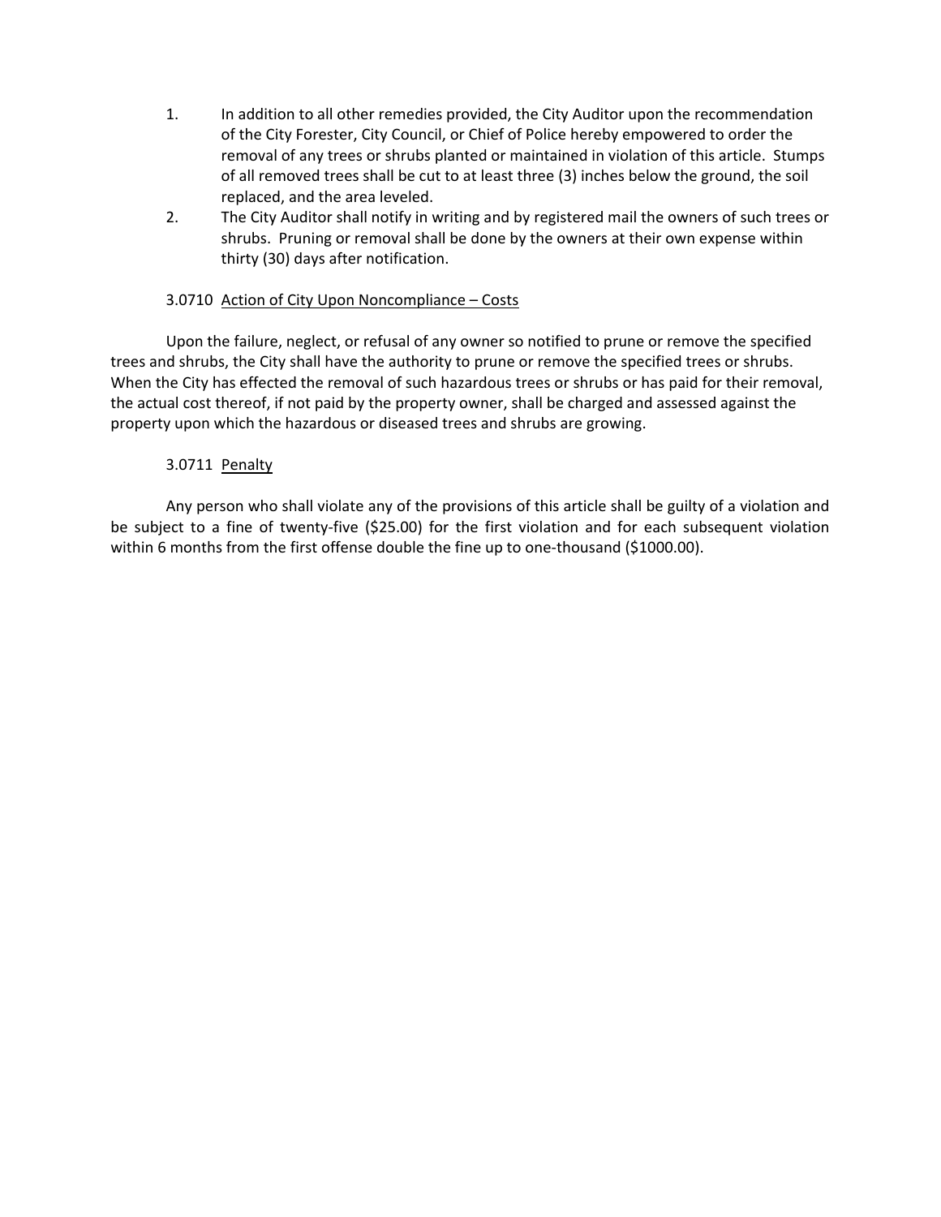1. In addition to all other remedies provided, the City Auditor upon the recommendation of the City Forester, City Council, or Chief of Police hereby empowered to order the removal of any trees or shrubs planted or maintained in violation of this article. Stumps of all removed trees shall be cut to at least three (3) inches below the ground, the soil replaced, and the area leveled.
2. The City Auditor shall notify in writing and by registered mail the owners of such trees or shrubs. Pruning or removal shall be done by the owners at their own expense within thirty (30) days after notification.

3.0710 Action of City Upon Noncompliance – Costs

Upon the failure, neglect, or refusal of any owner so notified to prune or remove the specified trees and shrubs, the City shall have the authority to prune or remove the specified trees or shrubs. When the City has effected the removal of such hazardous trees or shrubs or has paid for their removal, the actual cost thereof, if not paid by the property owner, shall be charged and assessed against the property upon which the hazardous or diseased trees and shrubs are growing.

3.0711 Penalty

Any person who shall violate any of the provisions of this article shall be guilty of a violation and be subject to a fine of twenty-five ($25.00) for the first violation and for each subsequent violation within 6 months from the first offense double the fine up to one-thousand ($1000.00).